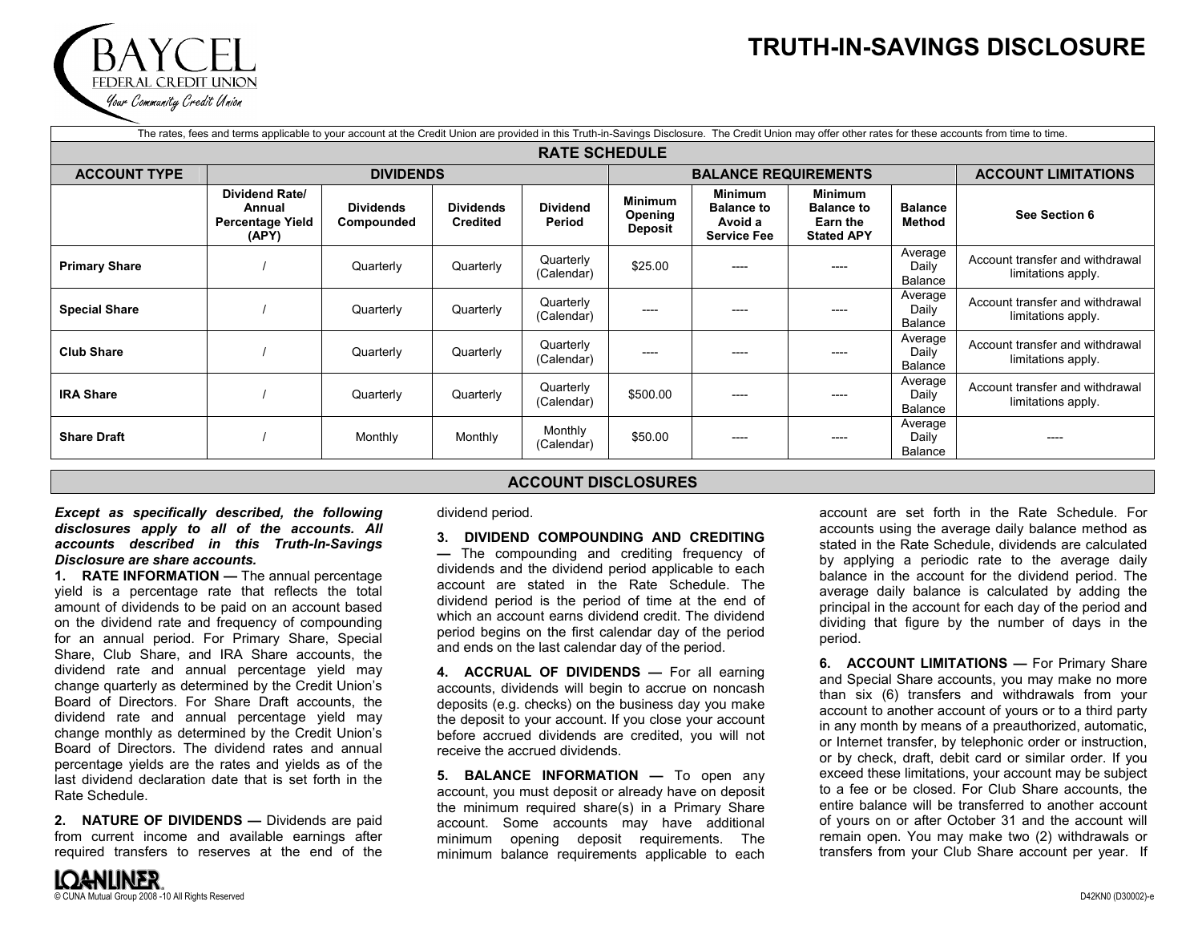# TRUTH-IN-SAVINGS DISCLOSURE

BAYCEL FEDERAL CREDIT UNION
Your Community Credit Union

The rates, fees and terms applicable to your account at the Credit Union are provided in this Truth-in-Savings Disclosure. The Credit Union may offer other rates for these accounts from time to time.

## RATE SCHEDULE

| ACCOUNT TYPE | DIVIDENDS | | | | BALANCE REQUIREMENTS | | | | ACCOUNT LIMITATIONS |
|---|---|---|---|---|---|---|---|---|---|
| | Dividend Rate/ Annual Percentage Yield (APY) | Dividends Compounded | Dividends Credited | Dividend Period | Minimum Opening Deposit | Minimum Balance to Avoid a Service Fee | Minimum Balance to Earn the Stated APY | Balance Method | See Section 6 |
| **Primary Share** | / | Quarterly | Quarterly | Quarterly (Calendar) | $25.00 | ---- | ---- | Average Daily Balance | Account transfer and withdrawal limitations apply. |
| **Special Share** | / | Quarterly | Quarterly | Quarterly (Calendar) | ---- | ---- | ---- | Average Daily Balance | Account transfer and withdrawal limitations apply. |
| **Club Share** | / | Quarterly | Quarterly | Quarterly (Calendar) | ---- | ---- | ---- | Average Daily Balance | Account transfer and withdrawal limitations apply. |
| **IRA Share** | / | Quarterly | Quarterly | Quarterly (Calendar) | $500.00 | ---- | ---- | Average Daily Balance | Account transfer and withdrawal limitations apply. |
| **Share Draft** | / | Monthly | Monthly | Monthly (Calendar) | $50.00 | ---- | ---- | Average Daily Balance | ---- |

## ACCOUNT DISCLOSURES

***Except as specifically described, the following disclosures apply to all of the accounts. All accounts described in this Truth-In-Savings Disclosure are share accounts.***

**1. RATE INFORMATION —** The annual percentage yield is a percentage rate that reflects the total amount of dividends to be paid on an account based on the dividend rate and frequency of compounding for an annual period. For Primary Share, Special Share, Club Share, and IRA Share accounts, the dividend rate and annual percentage yield may change quarterly as determined by the Credit Union's Board of Directors. For Share Draft accounts, the dividend rate and annual percentage yield may change monthly as determined by the Credit Union's Board of Directors. The dividend rates and annual percentage yields are the rates and yields as of the last dividend declaration date that is set forth in the Rate Schedule.

**2. NATURE OF DIVIDENDS —** Dividends are paid from current income and available earnings after required transfers to reserves at the end of the dividend period.

**3. DIVIDEND COMPOUNDING AND CREDITING —** The compounding and crediting frequency of dividends and the dividend period applicable to each account are stated in the Rate Schedule. The dividend period is the period of time at the end of which an account earns dividend credit. The dividend period begins on the first calendar day of the period and ends on the last calendar day of the period.

**4. ACCRUAL OF DIVIDENDS —** For all earning accounts, dividends will begin to accrue on noncash deposits (e.g. checks) on the business day you make the deposit to your account. If you close your account before accrued dividends are credited, you will not receive the accrued dividends.

**5. BALANCE INFORMATION —** To open any account, you must deposit or already have on deposit the minimum required share(s) in a Primary Share account. Some accounts may have additional minimum opening deposit requirements. The minimum balance requirements applicable to each account are set forth in the Rate Schedule. For accounts using the average daily balance method as stated in the Rate Schedule, dividends are calculated by applying a periodic rate to the average daily balance in the account for the dividend period. The average daily balance is calculated by adding the principal in the account for each day of the period and dividing that figure by the number of days in the period.

**6. ACCOUNT LIMITATIONS —** For Primary Share and Special Share accounts, you may make no more than six (6) transfers and withdrawals from your account to another account of yours or to a third party in any month by means of a preauthorized, automatic, or Internet transfer, by telephonic order or instruction, or by check, draft, debit card or similar order. If you exceed these limitations, your account may be subject to a fee or be closed. For Club Share accounts, the entire balance will be transferred to another account of yours on or after October 31 and the account will remain open. You may make two (2) withdrawals or transfers from your Club Share account per year. If

LOANLINER. © CUNA Mutual Group 2008 -10 All Rights Reserved D42KN0 (D30002)-e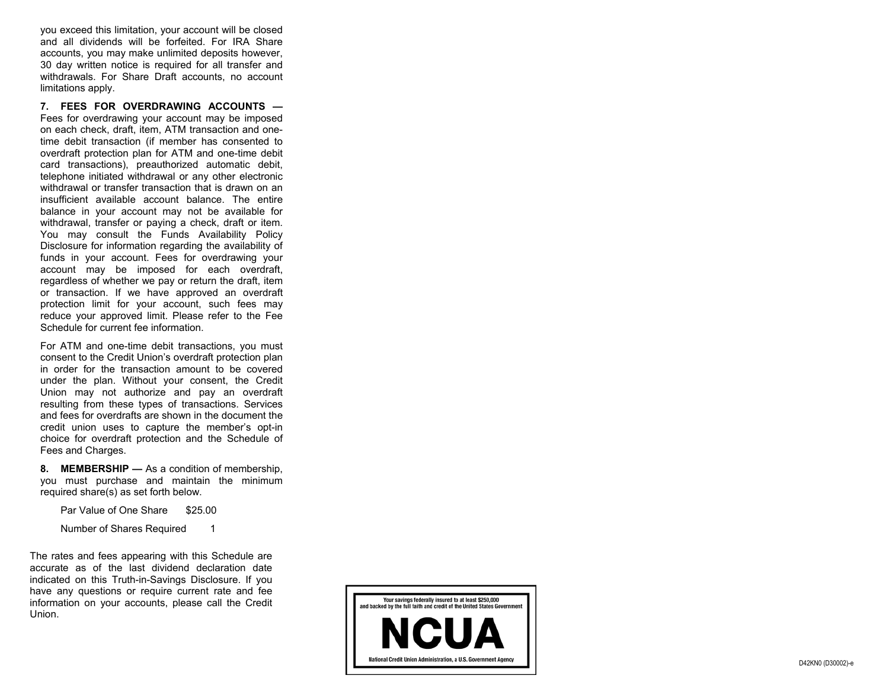you exceed this limitation, your account will be closed and all dividends will be forfeited. For IRA Share accounts, you may make unlimited deposits however, 30 day written notice is required for all transfer and withdrawals. For Share Draft accounts, no account limitations apply.

**7. FEES FOR OVERDRAWING ACCOUNTS —** Fees for overdrawing your account may be imposed on each check, draft, item, ATM transaction and one-time debit transaction (if member has consented to overdraft protection plan for ATM and one-time debit card transactions), preauthorized automatic debit, telephone initiated withdrawal or any other electronic withdrawal or transfer transaction that is drawn on an insufficient available account balance. The entire balance in your account may not be available for withdrawal, transfer or paying a check, draft or item. You may consult the Funds Availability Policy Disclosure for information regarding the availability of funds in your account. Fees for overdrawing your account may be imposed for each overdraft, regardless of whether we pay or return the draft, item or transaction. If we have approved an overdraft protection limit for your account, such fees may reduce your approved limit. Please refer to the Fee Schedule for current fee information.

For ATM and one-time debit transactions, you must consent to the Credit Union's overdraft protection plan in order for the transaction amount to be covered under the plan. Without your consent, the Credit Union may not authorize and pay an overdraft resulting from these types of transactions. Services and fees for overdrafts are shown in the document the credit union uses to capture the member's opt-in choice for overdraft protection and the Schedule of Fees and Charges.

**8. MEMBERSHIP —** As a condition of membership, you must purchase and maintain the minimum required share(s) as set forth below.

Par Value of One Share $25.00

Number of Shares Required 1

The rates and fees appearing with this Schedule are accurate as of the last dividend declaration date indicated on this Truth-in-Savings Disclosure. If you have any questions or require current rate and fee information on your accounts, please call the Credit Union.

Your savings federally insured to at least $250,000 and backed by the full faith and credit of the United States Government

NCUA

National Credit Union Administration, a U.S. Government Agency

D42KN0 (D30002)-e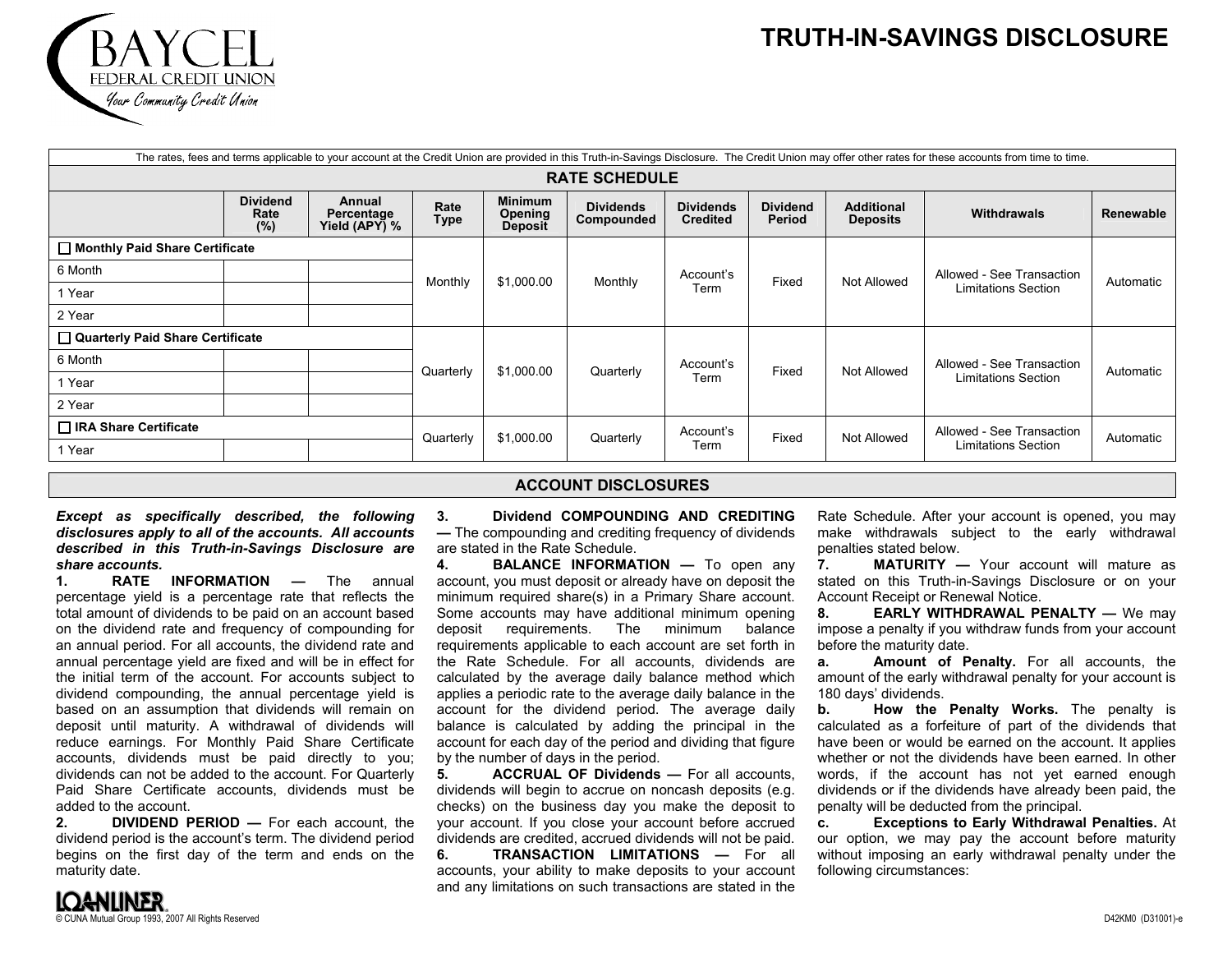# TRUTH-IN-SAVINGS DISCLOSURE

BAYCEL FEDERAL CREDIT UNION
*Your Community Credit Union*

The rates, fees and terms applicable to your account at the Credit Union are provided in this Truth-in-Savings Disclosure. The Credit Union may offer other rates for these accounts from time to time.

## RATE SCHEDULE

| | Dividend Rate (%) | Annual Percentage Yield (APY) % | Rate Type | Minimum Opening Deposit | Dividends Compounded | Dividends Credited | Dividend Period | Additional Deposits | Withdrawals | Renewable |
|---|---|---|---|---|---|---|---|---|---|---|
| ☐ **Monthly Paid Share Certificate** | | | | | | | | | | |
| 6 Month | | | Monthly | $1,000.00 | Monthly | Account's Term | Fixed | Not Allowed | Allowed - See Transaction Limitations Section | Automatic |
| 1 Year | | | | | | | | | | |
| 2 Year | | | | | | | | | | |
| ☐ **Quarterly Paid Share Certificate** | | | | | | | | | | |
| 6 Month | | | Quarterly | $1,000.00 | Quarterly | Account's Term | Fixed | Not Allowed | Allowed - See Transaction Limitations Section | Automatic |
| 1 Year | | | | | | | | | | |
| 2 Year | | | | | | | | | | |
| ☐ **IRA Share Certificate** | | | | | | | | | | |
| 1 Year | | | Quarterly | $1,000.00 | Quarterly | Account's Term | Fixed | Not Allowed | Allowed - See Transaction Limitations Section | Automatic |

## ACCOUNT DISCLOSURES

***Except as specifically described, the following disclosures apply to all of the accounts. All accounts described in this Truth-in-Savings Disclosure are share accounts.***

**1. RATE INFORMATION —** The annual percentage yield is a percentage rate that reflects the total amount of dividends to be paid on an account based on the dividend rate and frequency of compounding for an annual period. For all accounts, the dividend rate and annual percentage yield are fixed and will be in effect for the initial term of the account. For accounts subject to dividend compounding, the annual percentage yield is based on an assumption that dividends will remain on deposit until maturity. A withdrawal of dividends will reduce earnings. For Monthly Paid Share Certificate accounts, dividends must be paid directly to you; dividends can not be added to the account. For Quarterly Paid Share Certificate accounts, dividends must be added to the account.

**2. DIVIDEND PERIOD —** For each account, the dividend period is the account's term. The dividend period begins on the first day of the term and ends on the maturity date.

**3. Dividend COMPOUNDING AND CREDITING —** The compounding and crediting frequency of dividends are stated in the Rate Schedule.

**4. BALANCE INFORMATION —** To open any account, you must deposit or already have on deposit the minimum required share(s) in a Primary Share account. Some accounts may have additional minimum opening deposit requirements. The minimum balance requirements applicable to each account are set forth in the Rate Schedule. For all accounts, dividends are calculated by the average daily balance method which applies a periodic rate to the average daily balance in the account for the dividend period. The average daily balance is calculated by adding the principal in the account for each day of the period and dividing that figure by the number of days in the period.

**5. ACCRUAL OF Dividends —** For all accounts, dividends will begin to accrue on noncash deposits (e.g. checks) on the business day you make the deposit to your account. If you close your account before accrued dividends are credited, accrued dividends will not be paid.

**6. TRANSACTION LIMITATIONS —** For all accounts, your ability to make deposits to your account and any limitations on such transactions are stated in the Rate Schedule. After your account is opened, you may make withdrawals subject to the early withdrawal penalties stated below.

**7. MATURITY —** Your account will mature as stated on this Truth-in-Savings Disclosure or on your Account Receipt or Renewal Notice.

**8. EARLY WITHDRAWAL PENALTY —** We may impose a penalty if you withdraw funds from your account before the maturity date.

**a. Amount of Penalty.** For all accounts, the amount of the early withdrawal penalty for your account is 180 days' dividends.

**b. How the Penalty Works.** The penalty is calculated as a forfeiture of part of the dividends that have been or would be earned on the account. It applies whether or not the dividends have been earned. In other words, if the account has not yet earned enough dividends or if the dividends have already been paid, the penalty will be deducted from the principal.

**c. Exceptions to Early Withdrawal Penalties.** At our option, we may pay the account before maturity without imposing an early withdrawal penalty under the following circumstances:

LOANLINER®
© CUNA Mutual Group 1993, 2007 All Rights Reserved

D42KM0 (D31001)-e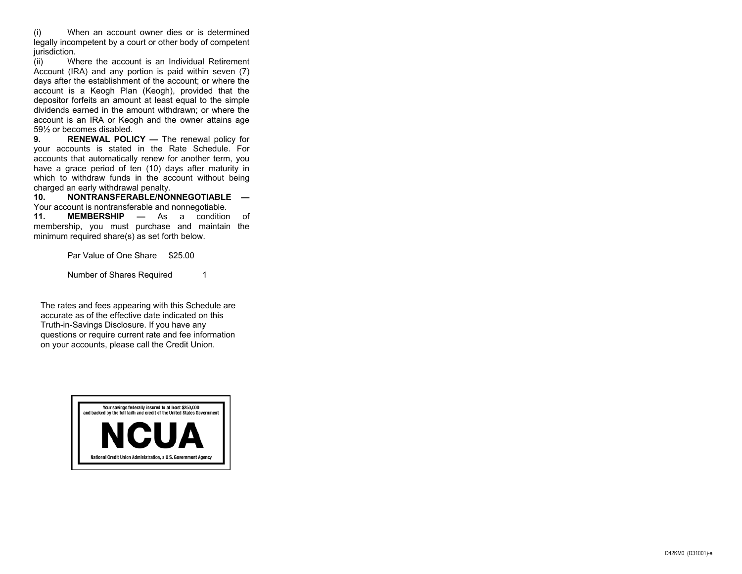(i) When an account owner dies or is determined legally incompetent by a court or other body of competent jurisdiction.

(ii) Where the account is an Individual Retirement Account (IRA) and any portion is paid within seven (7) days after the establishment of the account; or where the account is a Keogh Plan (Keogh), provided that the depositor forfeits an amount at least equal to the simple dividends earned in the amount withdrawn; or where the account is an IRA or Keogh and the owner attains age 59½ or becomes disabled.

**9. RENEWAL POLICY —** The renewal policy for your accounts is stated in the Rate Schedule. For accounts that automatically renew for another term, you have a grace period of ten (10) days after maturity in which to withdraw funds in the account without being charged an early withdrawal penalty.

**10. NONTRANSFERABLE/NONNEGOTIABLE —** Your account is nontransferable and nonnegotiable.

**11. MEMBERSHIP —** As a condition of membership, you must purchase and maintain the minimum required share(s) as set forth below.

Par Value of One Share $25.00

Number of Shares Required 1

The rates and fees appearing with this Schedule are accurate as of the effective date indicated on this Truth-in-Savings Disclosure. If you have any questions or require current rate and fee information on your accounts, please call the Credit Union.

Your savings federally insured to at least $250,000
and backed by the full faith and credit of the United States Government

**NCUA**

National Credit Union Administration, a U.S. Government Agency

D42KM0 (D31001)-e